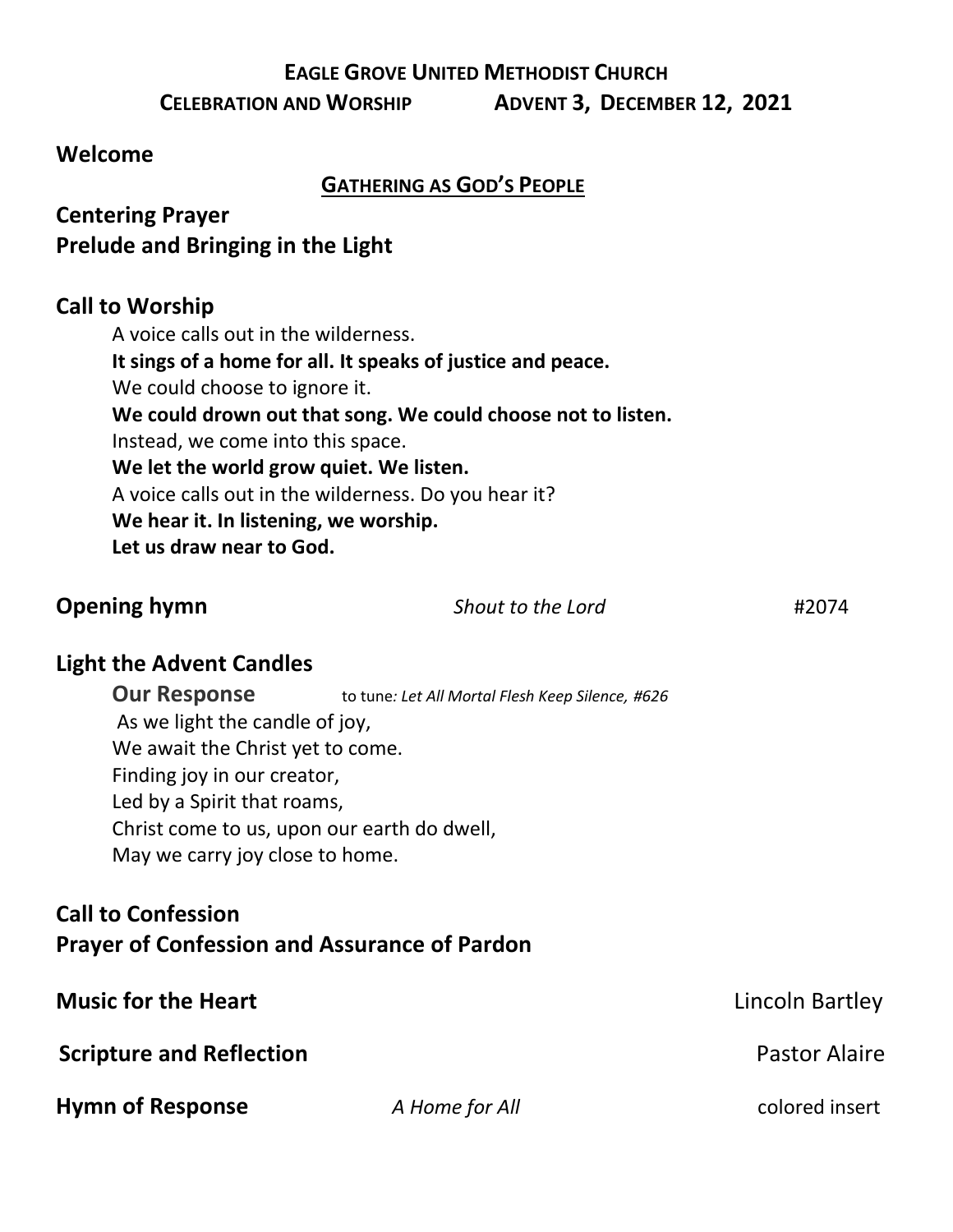# EAGLE GROVE UNITED METHODIST CHURCH

**CELEBRATION AND WORSHIP** **ADVENT 3, DECEMBER 12, 2021**

## Welcome

**GATHERING AS GOD'S PEOPLE**

## Centering Prayer

## Prelude and Bringing in the Light

## Call to Worship

A voice calls out in the wilderness.
**It sings of a home for all. It speaks of justice and peace.**
We could choose to ignore it.
**We could drown out that song. We could choose not to listen.**
Instead, we come into this space.
**We let the world grow quiet. We listen.**
A voice calls out in the wilderness. Do you hear it?
**We hear it. In listening, we worship.**
**Let us draw near to God.**

**Opening hymn** *Shout to the Lord* #2074

## Light the Advent Candles

**Our Response** to tune*: Let All Mortal Flesh Keep Silence, #626*

As we light the candle of joy,
We await the Christ yet to come.
Finding joy in our creator,
Led by a Spirit that roams,
Christ come to us, upon our earth do dwell,
May we carry joy close to home.

## Call to Confession

## Prayer of Confession and Assurance of Pardon

**Music for the Heart** Lincoln Bartley

**Scripture and Reflection** Pastor Alaire

**Hymn of Response** *A Home for All* colored insert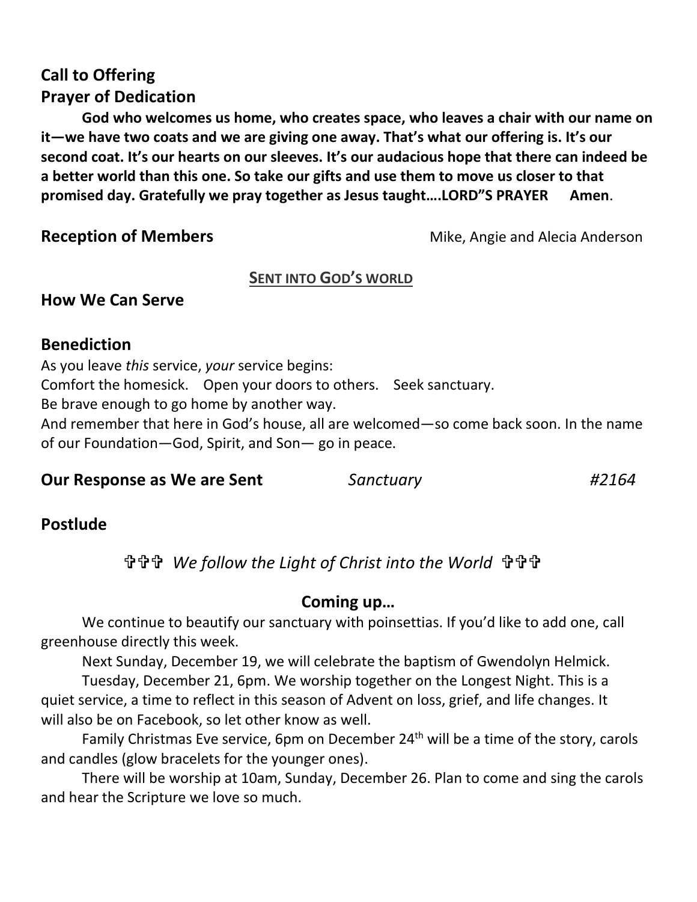**Call to Offering**

**Prayer of Dedication**

**God who welcomes us home, who creates space, who leaves a chair with our name on it—we have two coats and we are giving one away. That's what our offering is. It's our second coat. It's our hearts on our sleeves. It's our audacious hope that there can indeed be a better world than this one. So take our gifts and use them to move us closer to that promised day. Gratefully we pray together as Jesus taught….LORD"S PRAYER   Amen**.

**Reception of Members** Mike, Angie and Alecia Anderson

**SENT INTO GOD'S WORLD**

**How We Can Serve**

**Benediction**

As you leave *this* service, *your* service begins:
Comfort the homesick. Open your doors to others. Seek sanctuary.
Be brave enough to go home by another way.
And remember that here in God's house, all are welcomed—so come back soon. In the name of our Foundation—God, Spirit, and Son— go in peace.

**Our Response as We are Sent** *Sanctuary* *#2164*

**Postlude**

✞✞✞ *We follow the Light of Christ into the World* ✞✞✞

**Coming up…**

We continue to beautify our sanctuary with poinsettias. If you'd like to add one, call greenhouse directly this week.

Next Sunday, December 19, we will celebrate the baptism of Gwendolyn Helmick.

Tuesday, December 21, 6pm. We worship together on the Longest Night. This is a quiet service, a time to reflect in this season of Advent on loss, grief, and life changes. It will also be on Facebook, so let other know as well.

Family Christmas Eve service, 6pm on December 24th will be a time of the story, carols and candles (glow bracelets for the younger ones).

There will be worship at 10am, Sunday, December 26. Plan to come and sing the carols and hear the Scripture we love so much.